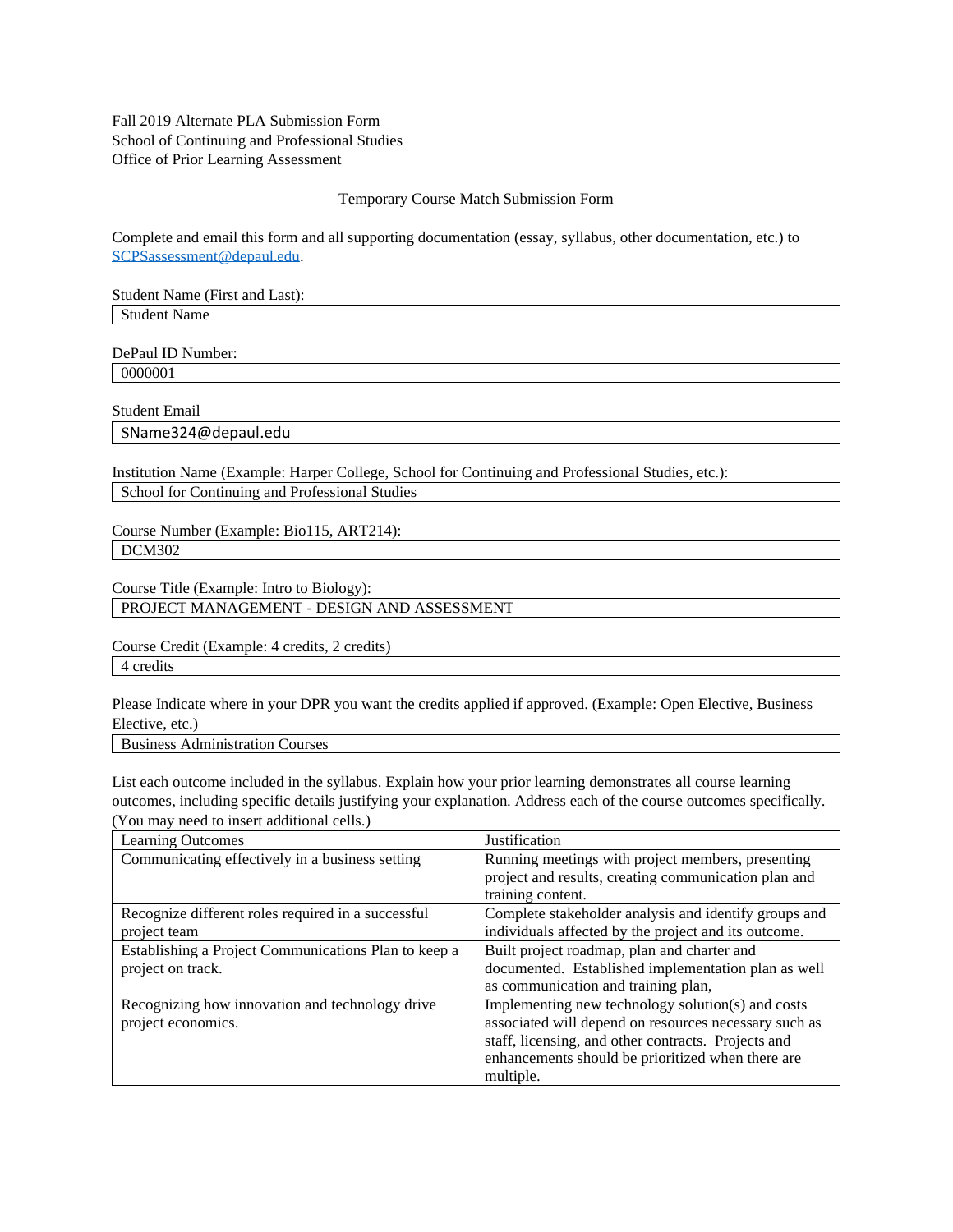Fall 2019 Alternate PLA Submission Form
School of Continuing and Professional Studies
Office of Prior Learning Assessment

Temporary Course Match Submission Form

Complete and email this form and all supporting documentation (essay, syllabus, other documentation, etc.) to SCPSassessment@depaul.edu.

Student Name (First and Last):

| Student Name |
|---|

DePaul ID Number:

| 0000001 |
|---|

Student Email

| SName324@depaul.edu |
|---|

Institution Name (Example: Harper College, School for Continuing and Professional Studies, etc.):

| School for Continuing and Professional Studies |
|---|

Course Number (Example: Bio115, ART214):

| DCM302 |
|---|

Course Title (Example: Intro to Biology):

| PROJECT MANAGEMENT - DESIGN AND ASSESSMENT |
|---|

Course Credit (Example: 4 credits, 2 credits)

| 4 credits |
|---|

Please Indicate where in your DPR you want the credits applied if approved. (Example: Open Elective, Business Elective, etc.)

| Business Administration Courses |
|---|

List each outcome included in the syllabus. Explain how your prior learning demonstrates all course learning outcomes, including specific details justifying your explanation. Address each of the course outcomes specifically. (You may need to insert additional cells.)

| Learning Outcomes | Justification |
|---|---|
| Communicating effectively in a business setting | Running meetings with project members, presenting project and results, creating communication plan and training content. |
| Recognize different roles required in a successful project team | Complete stakeholder analysis and identify groups and individuals affected by the project and its outcome. |
| Establishing a Project Communications Plan to keep a project on track. | Built project roadmap, plan and charter and documented. Established implementation plan as well as communication and training plan, |
| Recognizing how innovation and technology drive project economics. | Implementing new technology solution(s) and costs associated will depend on resources necessary such as staff, licensing, and other contracts. Projects and enhancements should be prioritized when there are multiple. |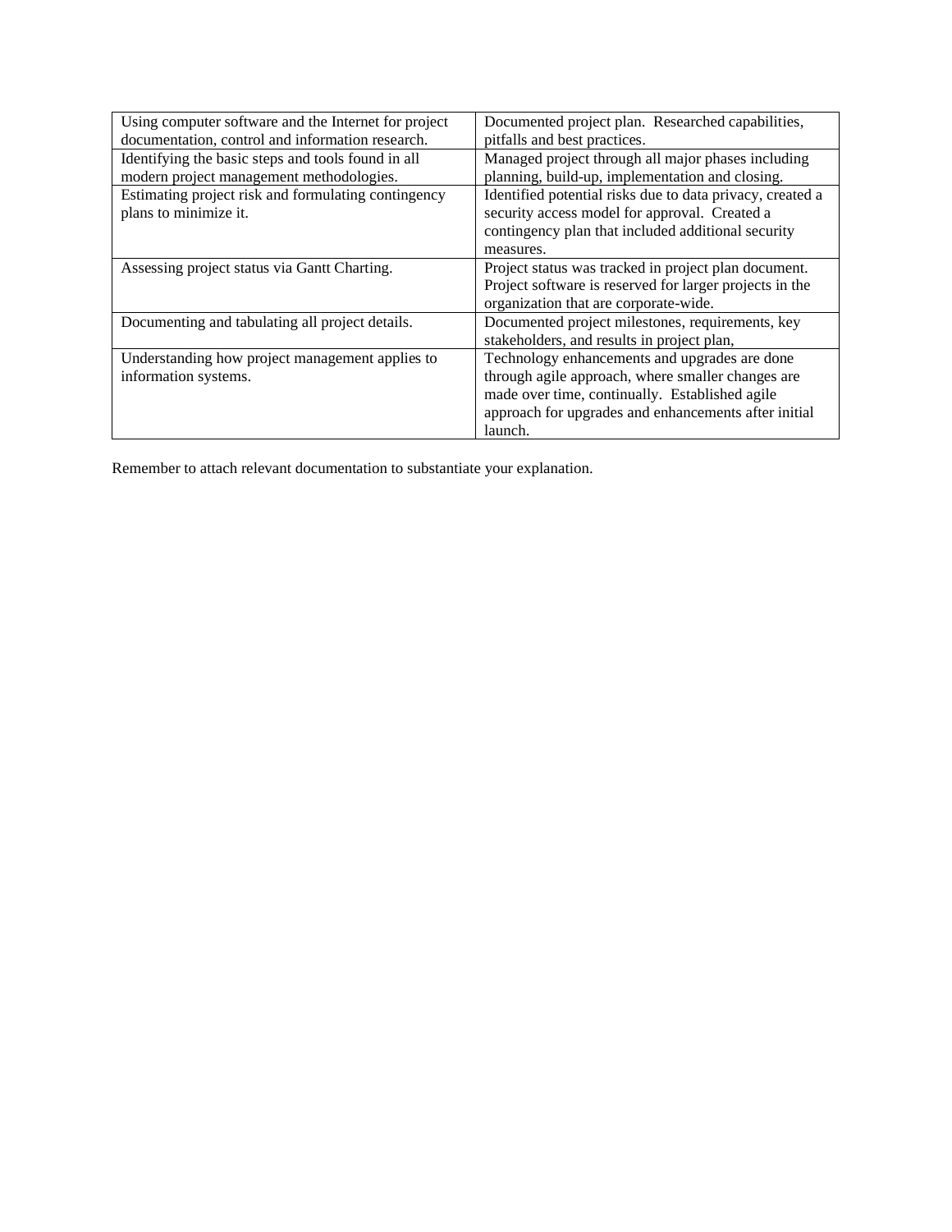| | |
|---|---|
| Using computer software and the Internet for project documentation, control and information research. | Documented project plan. Researched capabilities, pitfalls and best practices. |
| Identifying the basic steps and tools found in all modern project management methodologies. | Managed project through all major phases including planning, build-up, implementation and closing. |
| Estimating project risk and formulating contingency plans to minimize it. | Identified potential risks due to data privacy, created a security access model for approval. Created a contingency plan that included additional security measures. |
| Assessing project status via Gantt Charting. | Project status was tracked in project plan document. Project software is reserved for larger projects in the organization that are corporate-wide. |
| Documenting and tabulating all project details. | Documented project milestones, requirements, key stakeholders, and results in project plan, |
| Understanding how project management applies to information systems. | Technology enhancements and upgrades are done through agile approach, where smaller changes are made over time, continually. Established agile approach for upgrades and enhancements after initial launch. |

Remember to attach relevant documentation to substantiate your explanation.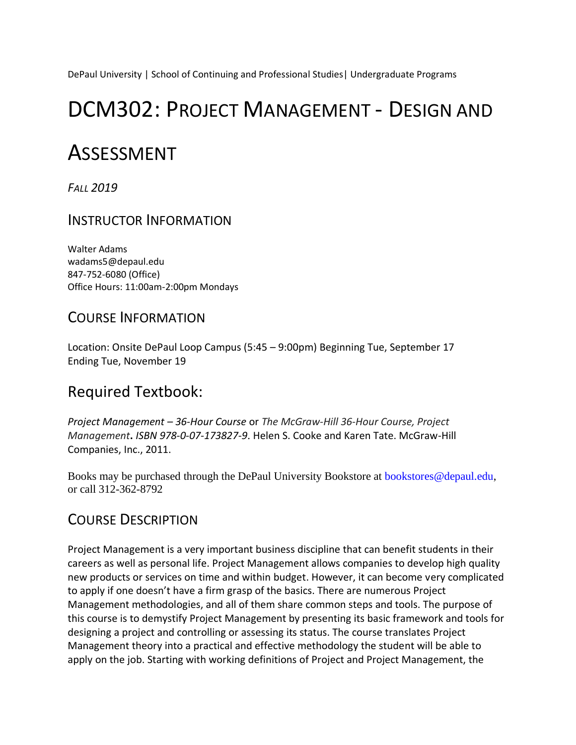DePaul University | School of Continuing and Professional Studies| Undergraduate Programs

# DCM302: Project Management - Design and Assessment

*Fall 2019*

## Instructor Information

Walter Adams
wadams5@depaul.edu
847-752-6080 (Office)
Office Hours: 11:00am-2:00pm Mondays

## Course Information

Location: Onsite DePaul Loop Campus (5:45 – 9:00pm) Beginning Tue, September 17
Ending Tue, November 19

## Required Textbook:

*Project Management – 36-Hour Course* or *The McGraw-Hill 36-Hour Course, Project Management*. *ISBN 978-0-07-173827-9*. Helen S. Cooke and Karen Tate. McGraw-Hill Companies, Inc., 2011.

Books may be purchased through the DePaul University Bookstore at bookstores@depaul.edu, or call 312-362-8792

## Course Description

Project Management is a very important business discipline that can benefit students in their careers as well as personal life. Project Management allows companies to develop high quality new products or services on time and within budget. However, it can become very complicated to apply if one doesn't have a firm grasp of the basics. There are numerous Project Management methodologies, and all of them share common steps and tools. The purpose of this course is to demystify Project Management by presenting its basic framework and tools for designing a project and controlling or assessing its status. The course translates Project Management theory into a practical and effective methodology the student will be able to apply on the job. Starting with working definitions of Project and Project Management, the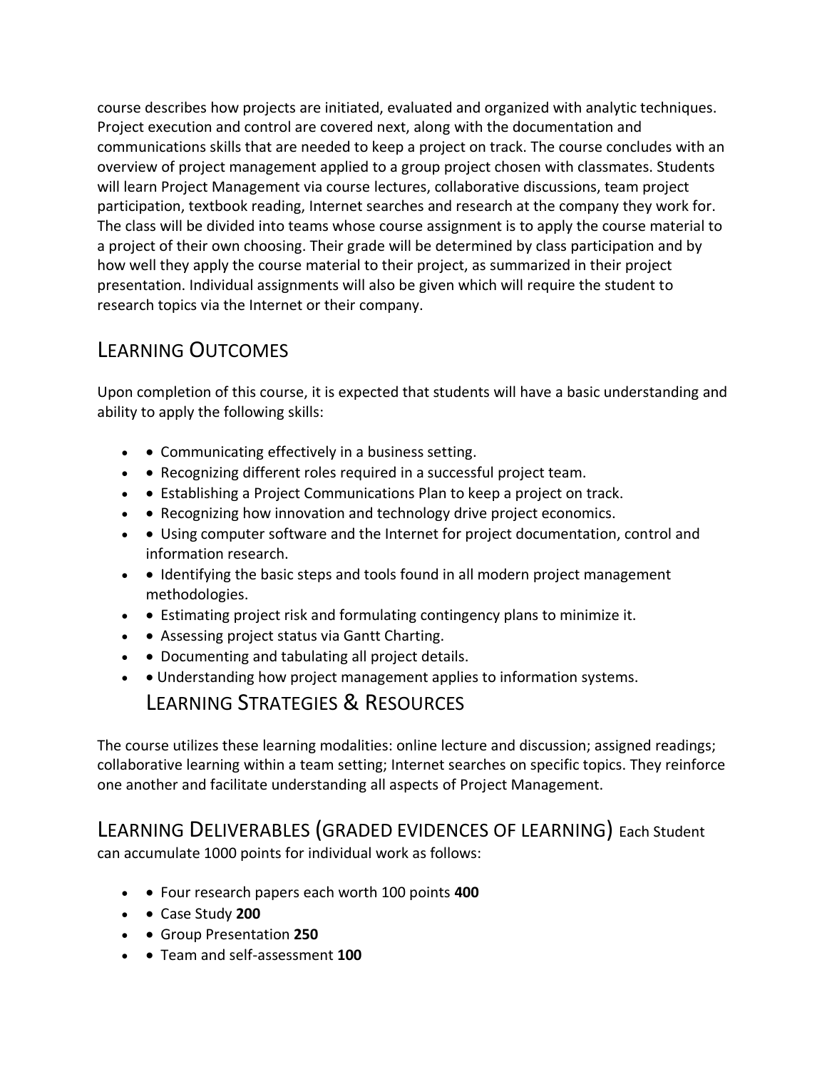course describes how projects are initiated, evaluated and organized with analytic techniques. Project execution and control are covered next, along with the documentation and communications skills that are needed to keep a project on track. The course concludes with an overview of project management applied to a group project chosen with classmates. Students will learn Project Management via course lectures, collaborative discussions, team project participation, textbook reading, Internet searches and research at the company they work for. The class will be divided into teams whose course assignment is to apply the course material to a project of their own choosing. Their grade will be determined by class participation and by how well they apply the course material to their project, as summarized in their project presentation. Individual assignments will also be given which will require the student to research topics via the Internet or their company.

## Learning Outcomes

Upon completion of this course, it is expected that students will have a basic understanding and ability to apply the following skills:

- • Communicating effectively in a business setting.
- • Recognizing different roles required in a successful project team.
- • Establishing a Project Communications Plan to keep a project on track.
- • Recognizing how innovation and technology drive project economics.
- • Using computer software and the Internet for project documentation, control and information research.
- • Identifying the basic steps and tools found in all modern project management methodologies.
- • Estimating project risk and formulating contingency plans to minimize it.
- • Assessing project status via Gantt Charting.
- • Documenting and tabulating all project details.
- • Understanding how project management applies to information systems.

## Learning Strategies & Resources

The course utilizes these learning modalities: online lecture and discussion; assigned readings; collaborative learning within a team setting; Internet searches on specific topics. They reinforce one another and facilitate understanding all aspects of Project Management.

## Learning Deliverables (Graded Evidences of Learning)

Each Student can accumulate 1000 points for individual work as follows:

- • Four research papers each worth 100 points **400**
- • Case Study **200**
- • Group Presentation **250**
- • Team and self-assessment **100**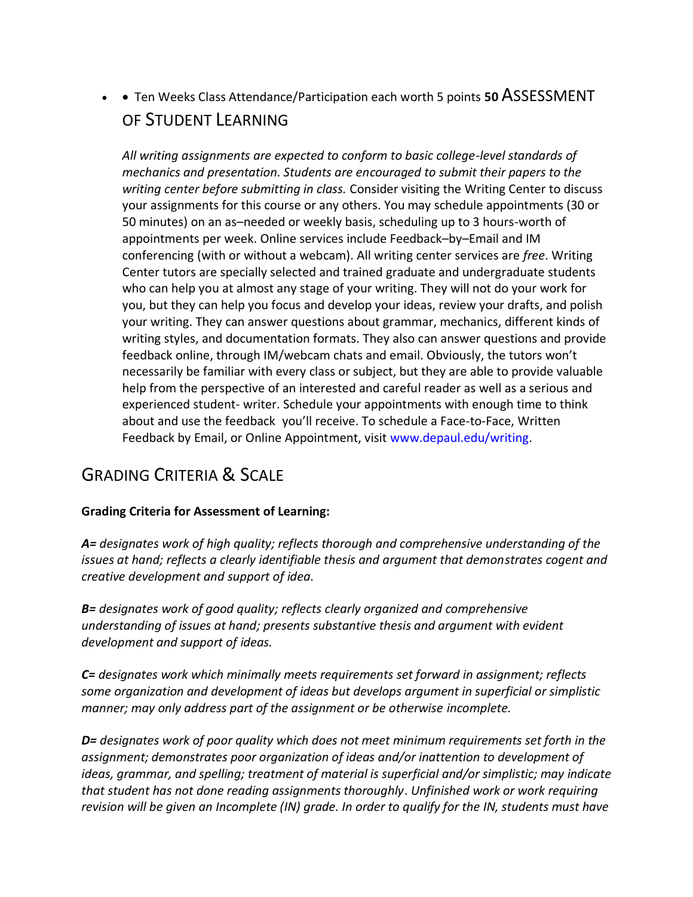- • Ten Weeks Class Attendance/Participation each worth 5 points **50** ASSESSMENT OF STUDENT LEARNING

  *All writing assignments are expected to conform to basic college-level standards of mechanics and presentation. Students are encouraged to submit their papers to the writing center before submitting in class.* Consider visiting the Writing Center to discuss your assignments for this course or any others. You may schedule appointments (30 or 50 minutes) on an as–needed or weekly basis, scheduling up to 3 hours-worth of appointments per week. Online services include Feedback–by–Email and IM conferencing (with or without a webcam). All writing center services are *free*. Writing Center tutors are specially selected and trained graduate and undergraduate students who can help you at almost any stage of your writing. They will not do your work for you, but they can help you focus and develop your ideas, review your drafts, and polish your writing. They can answer questions about grammar, mechanics, different kinds of writing styles, and documentation formats. They also can answer questions and provide feedback online, through IM/webcam chats and email. Obviously, the tutors won't necessarily be familiar with every class or subject, but they are able to provide valuable help from the perspective of an interested and careful reader as well as a serious and experienced student- writer. Schedule your appointments with enough time to think about and use the feedback you'll receive. To schedule a Face-to-Face, Written Feedback by Email, or Online Appointment, visit www.depaul.edu/writing.

## GRADING CRITERIA & SCALE

**Grading Criteria for Assessment of Learning:**

***A=*** *designates work of high quality; reflects thorough and comprehensive understanding of the issues at hand; reflects a clearly identifiable thesis and argument that demonstrates cogent and creative development and support of idea.*

***B=*** *designates work of good quality; reflects clearly organized and comprehensive understanding of issues at hand; presents substantive thesis and argument with evident development and support of ideas.*

***C=*** *designates work which minimally meets requirements set forward in assignment; reflects some organization and development of ideas but develops argument in superficial or simplistic manner; may only address part of the assignment or be otherwise incomplete.*

***D=*** *designates work of poor quality which does not meet minimum requirements set forth in the assignment; demonstrates poor organization of ideas and/or inattention to development of ideas, grammar, and spelling; treatment of material is superficial and/or simplistic; may indicate that student has not done reading assignments thoroughly. Unfinished work or work requiring revision will be given an Incomplete (IN) grade. In order to qualify for the IN, students must have*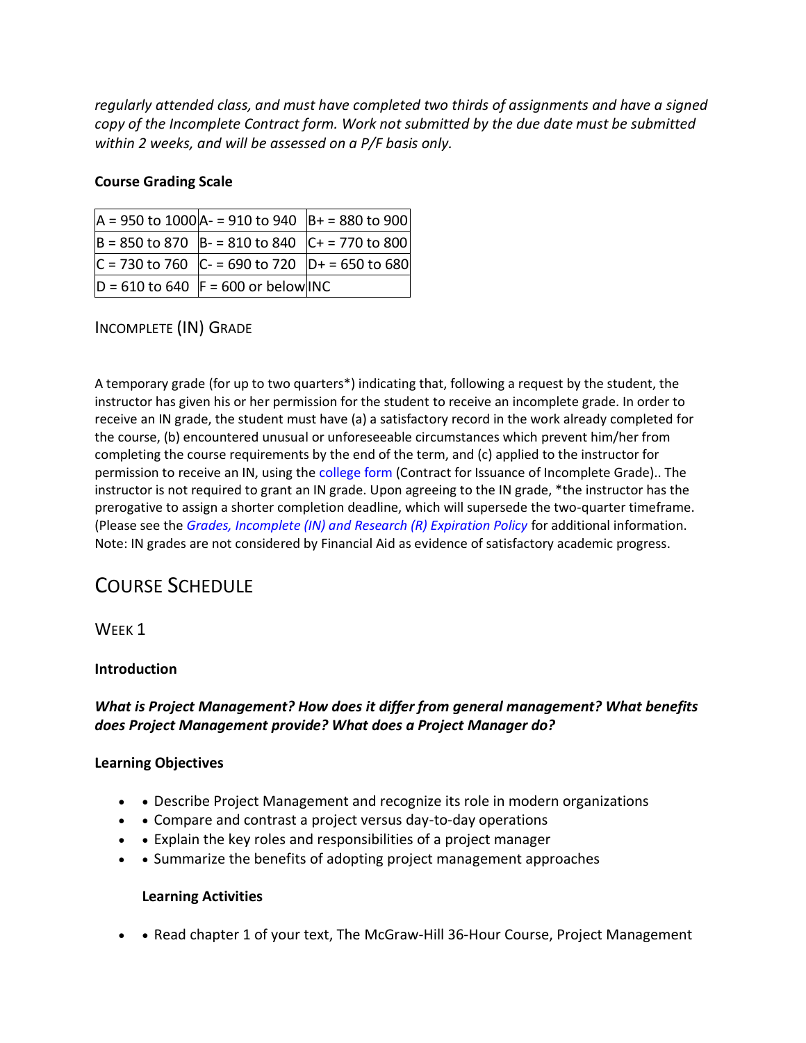*regularly attended class, and must have completed two thirds of assignments and have a signed copy of the Incomplete Contract form. Work not submitted by the due date must be submitted within 2 weeks, and will be assessed on a P/F basis only.*

**Course Grading Scale**

| A = 950 to 1000 | A- = 910 to 940 | B+ = 880 to 900 |
|---|---|---|
| B = 850 to 870 | B- = 810 to 840 | C+ = 770 to 800 |
| C = 730 to 760 | C- = 690 to 720 | D+ = 650 to 680 |
| D = 610 to 640 | F = 600 or below | INC |

### Incomplete (IN) Grade

A temporary grade (for up to two quarters*) indicating that, following a request by the student, the instructor has given his or her permission for the student to receive an incomplete grade. In order to receive an IN grade, the student must have (a) a satisfactory record in the work already completed for the course, (b) encountered unusual or unforeseeable circumstances which prevent him/her from completing the course requirements by the end of the term, and (c) applied to the instructor for permission to receive an IN, using the college form (Contract for Issuance of Incomplete Grade).. The instructor is not required to grant an IN grade. Upon agreeing to the IN grade, *the instructor has the prerogative to assign a shorter completion deadline, which will supersede the two-quarter timeframe. (Please see the *Grades, Incomplete (IN) and Research (R) Expiration Policy* for additional information. Note: IN grades are not considered by Financial Aid as evidence of satisfactory academic progress.

## Course Schedule

### Week 1

**Introduction**

***What is Project Management? How does it differ from general management? What benefits does Project Management provide? What does a Project Manager do?***

**Learning Objectives**

- • Describe Project Management and recognize its role in modern organizations
- • Compare and contrast a project versus day-to-day operations
- • Explain the key roles and responsibilities of a project manager
- • Summarize the benefits of adopting project management approaches

**Learning Activities**

- • Read chapter 1 of your text, The McGraw-Hill 36-Hour Course, Project Management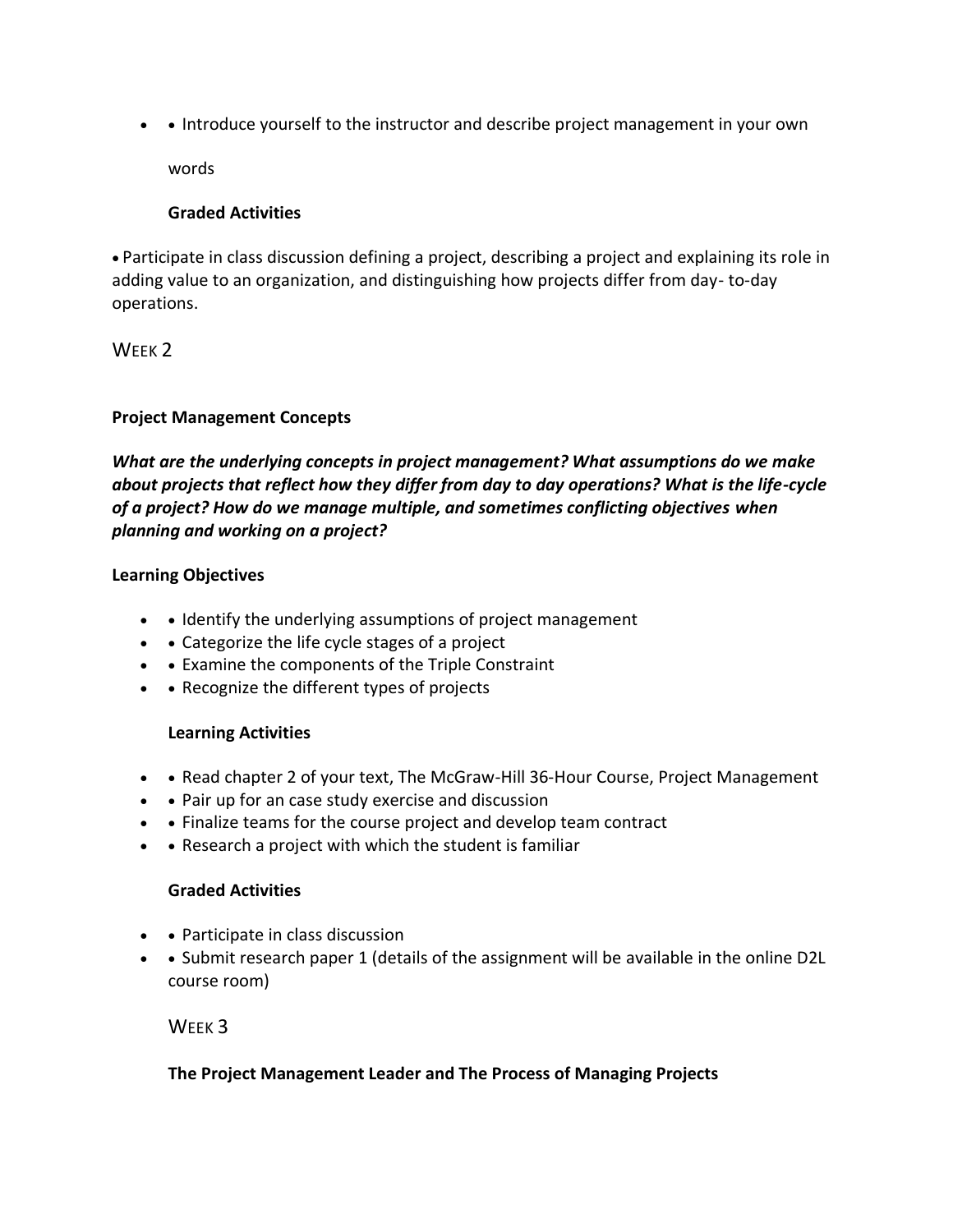- • Introduce yourself to the instructor and describe project management in your own words

**Graded Activities**

• Participate in class discussion defining a project, describing a project and explaining its role in adding value to an organization, and distinguishing how projects differ from day- to-day operations.

## WEEK 2

**Project Management Concepts**

***What are the underlying concepts in project management? What assumptions do we make about projects that reflect how they differ from day to day operations? What is the life-cycle of a project? How do we manage multiple, and sometimes conflicting objectives when planning and working on a project?***

**Learning Objectives**

- • Identify the underlying assumptions of project management
- • Categorize the life cycle stages of a project
- • Examine the components of the Triple Constraint
- • Recognize the different types of projects

**Learning Activities**

- • Read chapter 2 of your text, The McGraw-Hill 36-Hour Course, Project Management
- • Pair up for an case study exercise and discussion
- • Finalize teams for the course project and develop team contract
- • Research a project with which the student is familiar

**Graded Activities**

- • Participate in class discussion
- • Submit research paper 1 (details of the assignment will be available in the online D2L course room)

## WEEK 3

**The Project Management Leader and The Process of Managing Projects**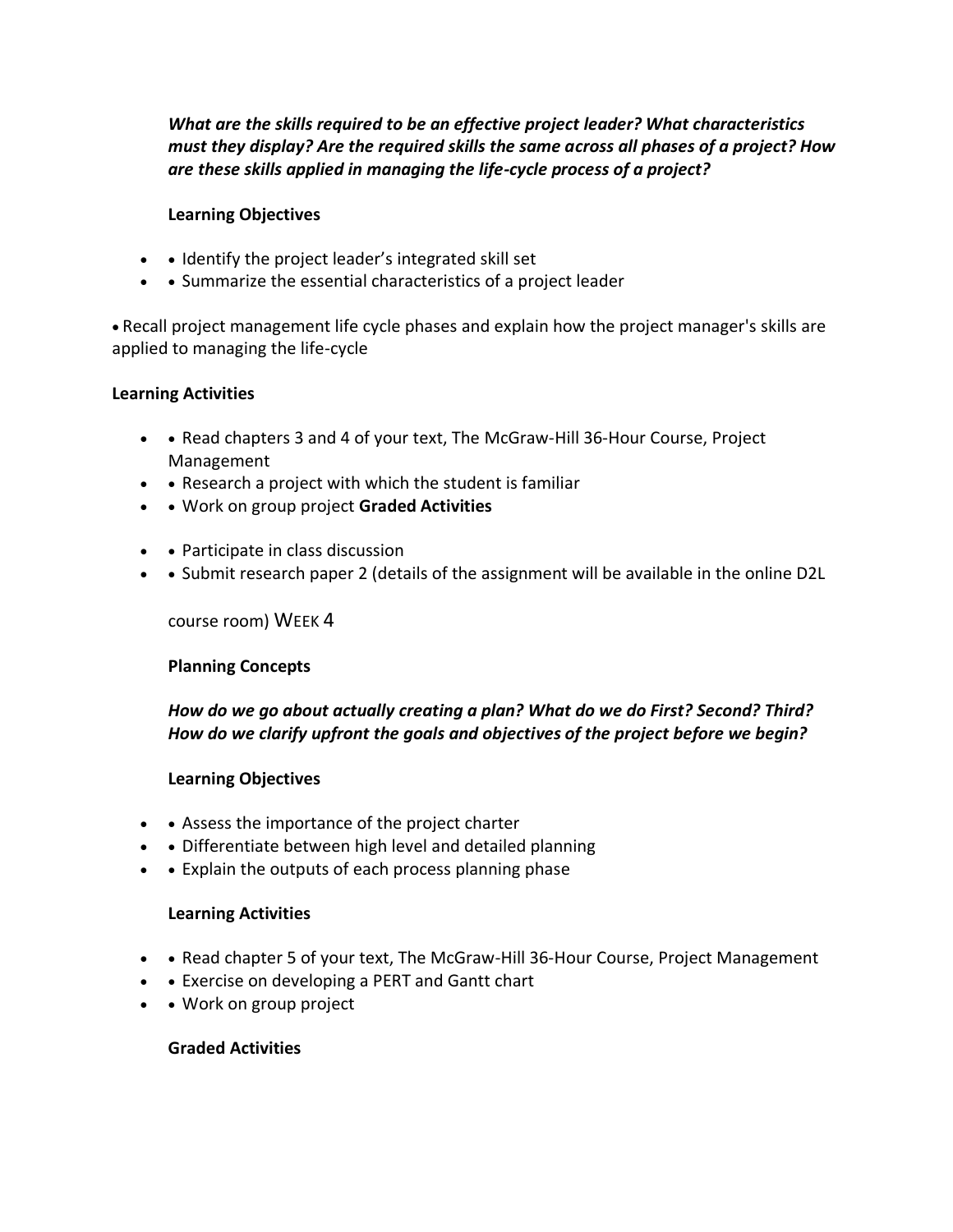***What are the skills required to be an effective project leader? What characteristics must they display? Are the required skills the same across all phases of a project? How are these skills applied in managing the life-cycle process of a project?***

**Learning Objectives**

- Identify the project leader's integrated skill set
- Summarize the essential characteristics of a project leader

• Recall project management life cycle phases and explain how the project manager's skills are applied to managing the life-cycle

**Learning Activities**

- Read chapters 3 and 4 of your text, The McGraw-Hill 36-Hour Course, Project Management
- Research a project with which the student is familiar
- Work on group project **Graded Activities**

- Participate in class discussion
- Submit research paper 2 (details of the assignment will be available in the online D2L course room)

## WEEK 4

**Planning Concepts**

***How do we go about actually creating a plan? What do we do First? Second? Third? How do we clarify upfront the goals and objectives of the project before we begin?***

**Learning Objectives**

- Assess the importance of the project charter
- Differentiate between high level and detailed planning
- Explain the outputs of each process planning phase

**Learning Activities**

- Read chapter 5 of your text, The McGraw-Hill 36-Hour Course, Project Management
- Exercise on developing a PERT and Gantt chart
- Work on group project

**Graded Activities**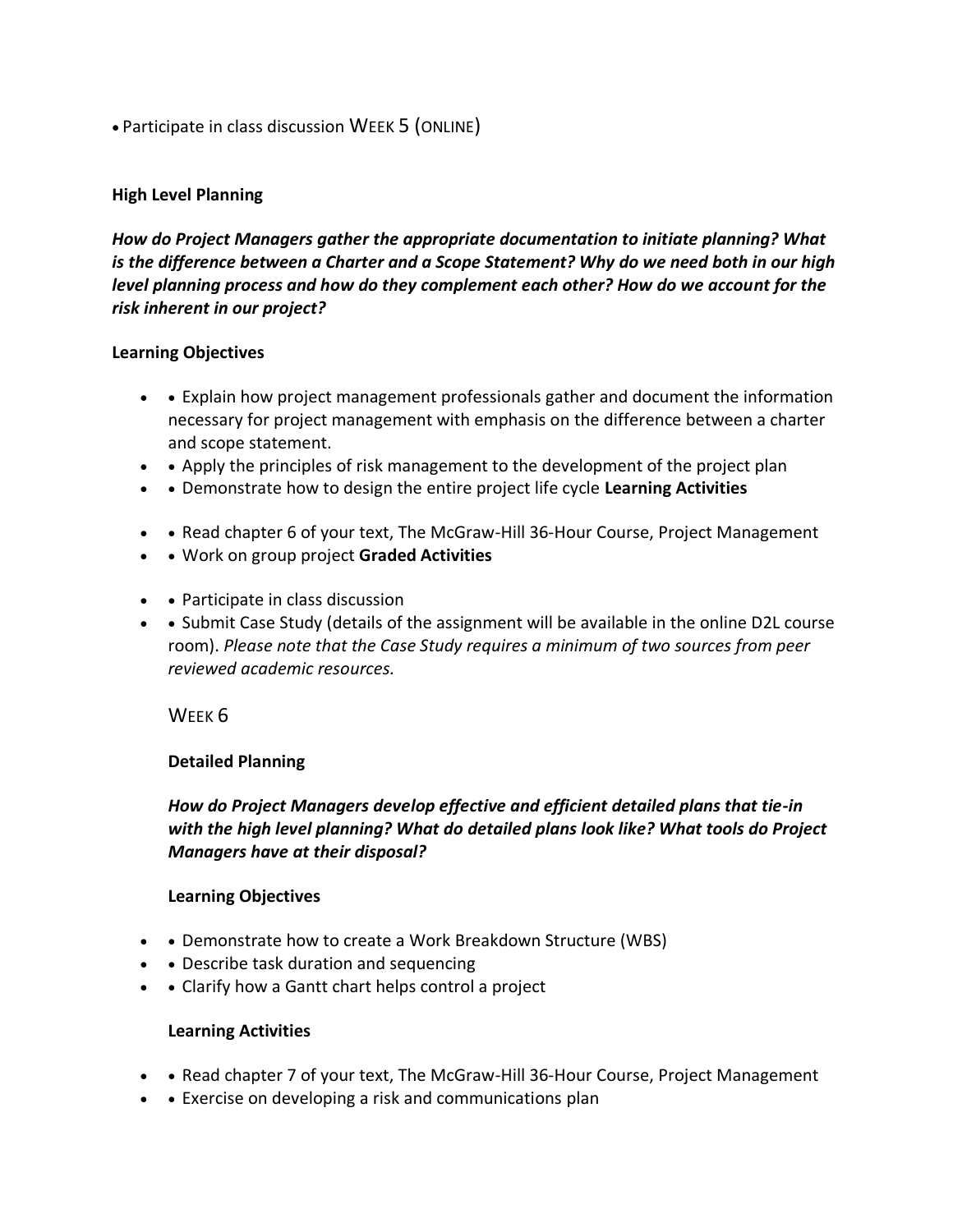- Participate in class discussion WEEK 5 (ONLINE)

**High Level Planning**

***How do Project Managers gather the appropriate documentation to initiate planning? What is the difference between a Charter and a Scope Statement? Why do we need both in our high level planning process and how do they complement each other? How do we account for the risk inherent in our project?***

**Learning Objectives**

- • Explain how project management professionals gather and document the information necessary for project management with emphasis on the difference between a charter and scope statement.
- • Apply the principles of risk management to the development of the project plan
- • Demonstrate how to design the entire project life cycle **Learning Activities**
- • Read chapter 6 of your text, The McGraw-Hill 36-Hour Course, Project Management
- • Work on group project **Graded Activities**
- • Participate in class discussion
- • Submit Case Study (details of the assignment will be available in the online D2L course room). *Please note that the Case Study requires a minimum of two sources from peer reviewed academic resources.*

WEEK 6

**Detailed Planning**

***How do Project Managers develop effective and efficient detailed plans that tie-in with the high level planning? What do detailed plans look like? What tools do Project Managers have at their disposal?***

**Learning Objectives**

- • Demonstrate how to create a Work Breakdown Structure (WBS)
- • Describe task duration and sequencing
- • Clarify how a Gantt chart helps control a project

**Learning Activities**

- • Read chapter 7 of your text, The McGraw-Hill 36-Hour Course, Project Management
- • Exercise on developing a risk and communications plan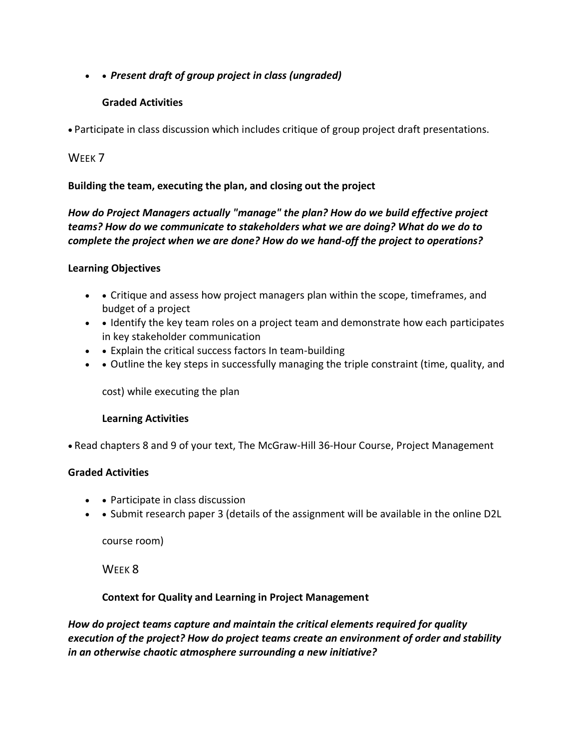- ***Present draft of group project in class (ungraded)***

**Graded Activities**

- Participate in class discussion which includes critique of group project draft presentations.

## WEEK 7

**Building the team, executing the plan, and closing out the project**

***How do Project Managers actually "manage" the plan? How do we build effective project teams? How do we communicate to stakeholders what we are doing? What do we do to complete the project when we are done? How do we hand-off the project to operations?***

**Learning Objectives**

- Critique and assess how project managers plan within the scope, timeframes, and budget of a project
- Identify the key team roles on a project team and demonstrate how each participates in key stakeholder communication
- Explain the critical success factors In team-building
- Outline the key steps in successfully managing the triple constraint (time, quality, and cost) while executing the plan

**Learning Activities**

- Read chapters 8 and 9 of your text, The McGraw-Hill 36-Hour Course, Project Management

**Graded Activities**

- Participate in class discussion
- Submit research paper 3 (details of the assignment will be available in the online D2L course room)

## WEEK 8

**Context for Quality and Learning in Project Management**

***How do project teams capture and maintain the critical elements required for quality execution of the project? How do project teams create an environment of order and stability in an otherwise chaotic atmosphere surrounding a new initiative?***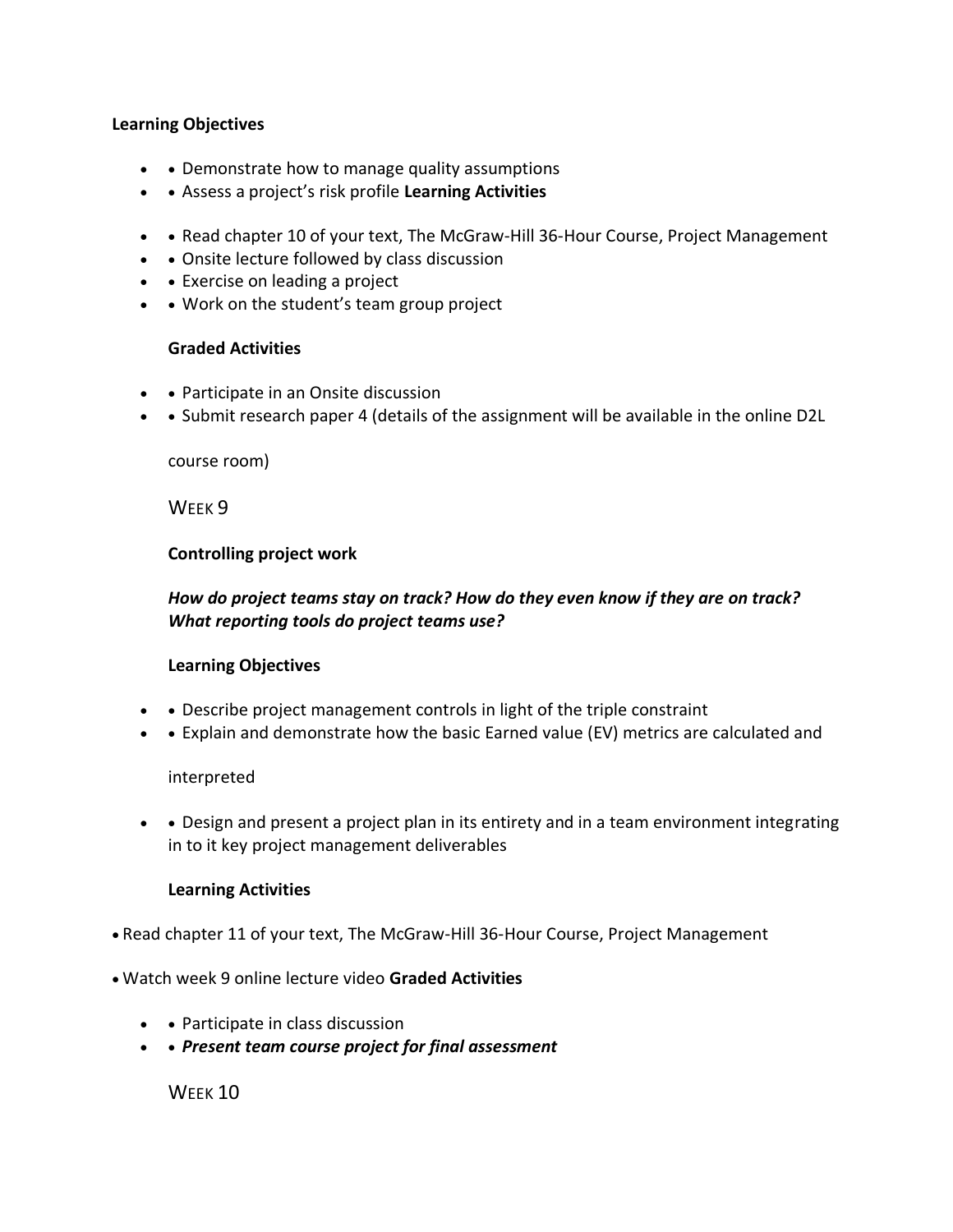**Learning Objectives**

- Demonstrate how to manage quality assumptions
- Assess a project's risk profile

**Learning Activities**

- Read chapter 10 of your text, The McGraw-Hill 36-Hour Course, Project Management
- Onsite lecture followed by class discussion
- Exercise on leading a project
- Work on the student's team group project

**Graded Activities**

- Participate in an Onsite discussion
- Submit research paper 4 (details of the assignment will be available in the online D2L course room)

## WEEK 9

**Controlling project work**

***How do project teams stay on track? How do they even know if they are on track? What reporting tools do project teams use?***

**Learning Objectives**

- Describe project management controls in light of the triple constraint
- Explain and demonstrate how the basic Earned value (EV) metrics are calculated and interpreted
- Design and present a project plan in its entirety and in a team environment integrating in to it key project management deliverables

**Learning Activities**

- Read chapter 11 of your text, The McGraw-Hill 36-Hour Course, Project Management
- Watch week 9 online lecture video

**Graded Activities**

- Participate in class discussion
- ***Present team course project for final assessment***

## WEEK 10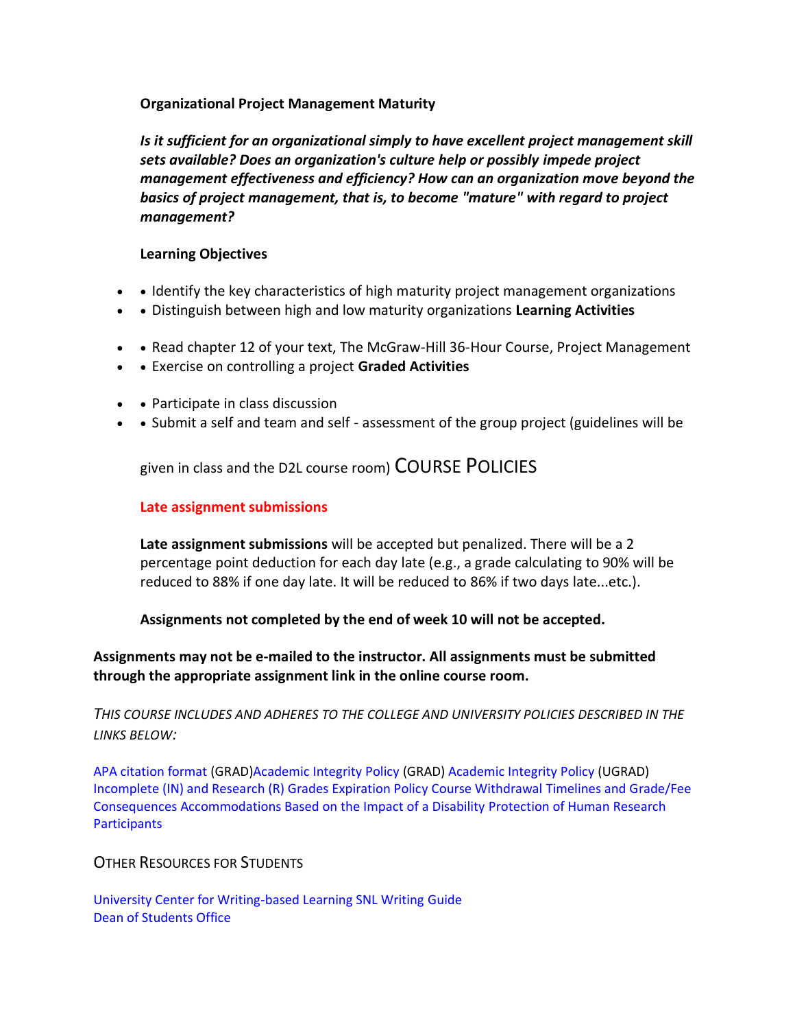**Organizational Project Management Maturity**

***Is it sufficient for an organizational simply to have excellent project management skill sets available? Does an organization's culture help or possibly impede project management effectiveness and efficiency? How can an organization move beyond the basics of project management, that is, to become "mature" with regard to project management?***

**Learning Objectives**

- • Identify the key characteristics of high maturity project management organizations
- • Distinguish between high and low maturity organizations **Learning Activities**

- • Read chapter 12 of your text, The McGraw-Hill 36-Hour Course, Project Management
- • Exercise on controlling a project **Graded Activities**

- • Participate in class discussion
- • Submit a self and team and self - assessment of the group project (guidelines will be

given in class and the D2L course room) COURSE POLICIES

**Late assignment submissions**

**Late assignment submissions** will be accepted but penalized. There will be a 2 percentage point deduction for each day late (e.g., a grade calculating to 90% will be reduced to 88% if one day late. It will be reduced to 86% if two days late...etc.).

**Assignments not completed by the end of week 10 will not be accepted.**

**Assignments may not be e-mailed to the instructor. All assignments must be submitted through the appropriate assignment link in the online course room.**

*THIS COURSE INCLUDES AND ADHERES TO THE COLLEGE AND UNIVERSITY POLICIES DESCRIBED IN THE LINKS BELOW:*

APA citation format (GRAD) Academic Integrity Policy (GRAD) Academic Integrity Policy (UGRAD) Incomplete (IN) and Research (R) Grades Expiration Policy Course Withdrawal Timelines and Grade/Fee Consequences Accommodations Based on the Impact of a Disability Protection of Human Research Participants

OTHER RESOURCES FOR STUDENTS

University Center for Writing-based Learning SNL Writing Guide
Dean of Students Office